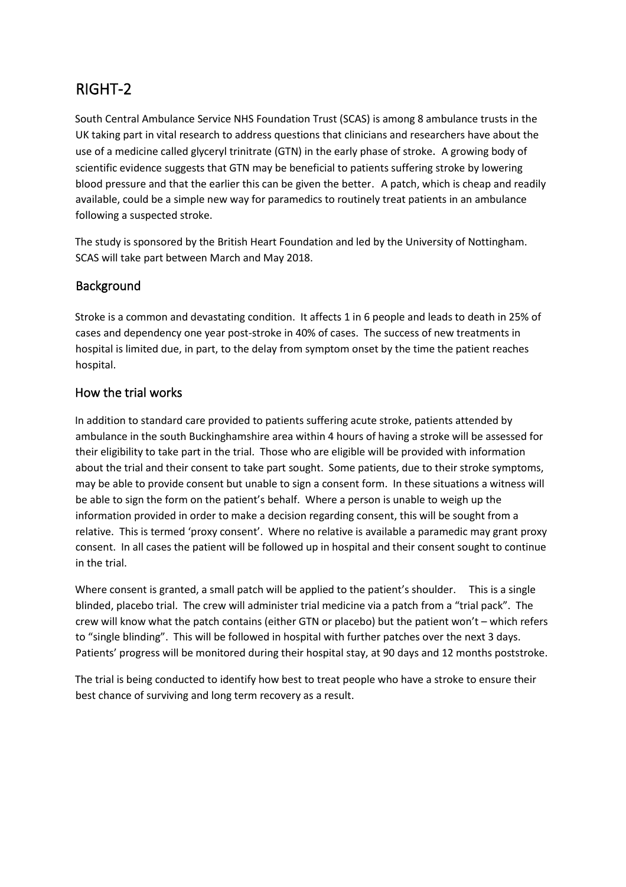# RIGHT-2

South Central Ambulance Service NHS Foundation Trust (SCAS) is among 8 ambulance trusts in the UK taking part in vital research to address questions that clinicians and researchers have about the use of a medicine called glyceryl trinitrate (GTN) in the early phase of stroke. A growing body of scientific evidence suggests that GTN may be beneficial to patients suffering stroke by lowering blood pressure and that the earlier this can be given the better. A patch, which is cheap and readily available, could be a simple new way for paramedics to routinely treat patients in an ambulance following a suspected stroke.

The study is sponsored by the British Heart Foundation and led by the University of Nottingham. SCAS will take part between March and May 2018.

## Background

Stroke is a common and devastating condition. It affects 1 in 6 people and leads to death in 25% of cases and dependency one year post-stroke in 40% of cases. The success of new treatments in hospital is limited due, in part, to the delay from symptom onset by the time the patient reaches hospital.

## How the trial works

In addition to standard care provided to patients suffering acute stroke, patients attended by ambulance in the south Buckinghamshire area within 4 hours of having a stroke will be assessed for their eligibility to take part in the trial. Those who are eligible will be provided with information about the trial and their consent to take part sought. Some patients, due to their stroke symptoms, may be able to provide consent but unable to sign a consent form. In these situations a witness will be able to sign the form on the patient's behalf. Where a person is unable to weigh up the information provided in order to make a decision regarding consent, this will be sought from a relative. This is termed 'proxy consent'. Where no relative is available a paramedic may grant proxy consent. In all cases the patient will be followed up in hospital and their consent sought to continue in the trial.

Where consent is granted, a small patch will be applied to the patient's shoulder. This is a single blinded, placebo trial. The crew will administer trial medicine via a patch from a "trial pack". The crew will know what the patch contains (either GTN or placebo) but the patient won't – which refers to "single blinding". This will be followed in hospital with further patches over the next 3 days. Patients' progress will be monitored during their hospital stay, at 90 days and 12 months poststroke.

The trial is being conducted to identify how best to treat people who have a stroke to ensure their best chance of surviving and long term recovery as a result.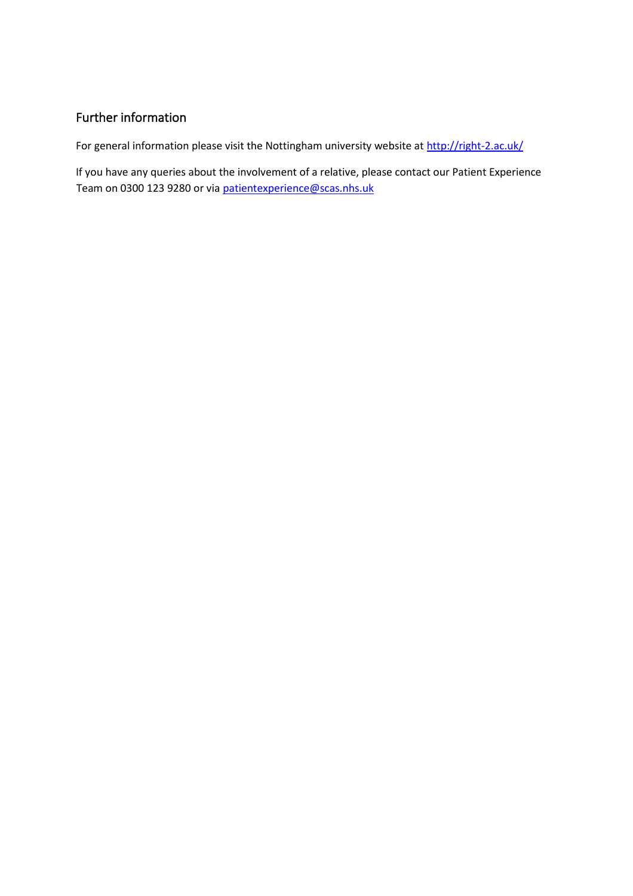## Further information

For general information please visit the Nottingham university website at http://right-2.ac.uk/

If you have any queries about the involvement of a relative, please contact our Patient Experience Team on 0300 123 9280 or via patientexperience@scas.nhs.uk